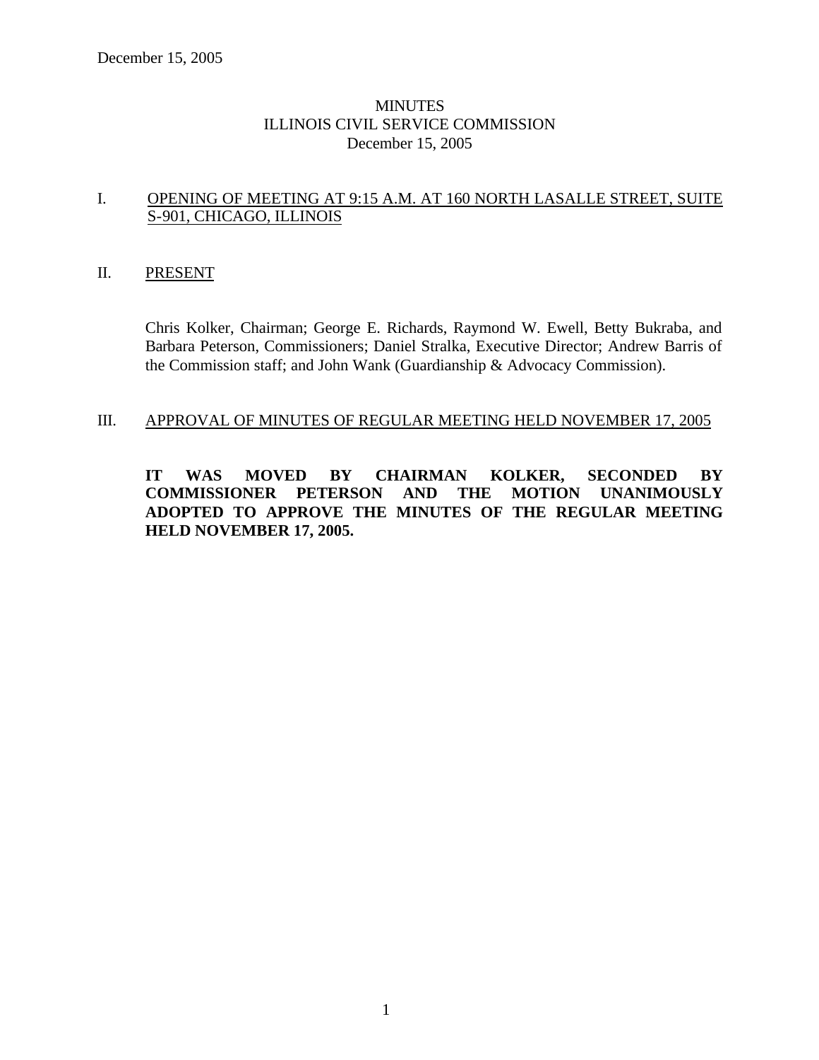December 15, 2005

# MINUTES
# ILLINOIS CIVIL SERVICE COMMISSION
# December 15, 2005

## I. OPENING OF MEETING AT 9:15 A.M. AT 160 NORTH LASALLE STREET, SUITE S-901, CHICAGO, ILLINOIS

## II. PRESENT

Chris Kolker, Chairman; George E. Richards, Raymond W. Ewell, Betty Bukraba, and Barbara Peterson, Commissioners; Daniel Stralka, Executive Director; Andrew Barris of the Commission staff; and John Wank (Guardianship & Advocacy Commission).

## III. APPROVAL OF MINUTES OF REGULAR MEETING HELD NOVEMBER 17, 2005

**IT WAS MOVED BY CHAIRMAN KOLKER, SECONDED BY COMMISSIONER PETERSON AND THE MOTION UNANIMOUSLY ADOPTED TO APPROVE THE MINUTES OF THE REGULAR MEETING HELD NOVEMBER 17, 2005.**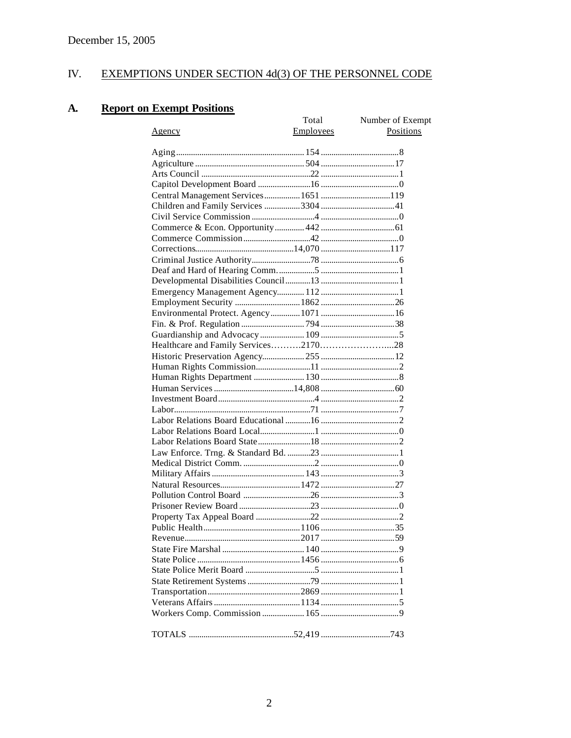December 15, 2005

## IV. EXEMPTIONS UNDER SECTION 4d(3) OF THE PERSONNEL CODE

### A. Report on Exempt Positions

| Agency | Total Employees | Number of Exempt Positions |
|---|---|---|
| Aging | 154 | 8 |
| Agriculture | 504 | 17 |
| Arts Council | 22 | 1 |
| Capitol Development Board | 16 | 0 |
| Central Management Services | 1651 | 119 |
| Children and Family Services | 3304 | 41 |
| Civil Service Commission | 4 | 0 |
| Commerce & Econ. Opportunity | 442 | 61 |
| Commerce Commission | 42 | 0 |
| Corrections | 14,070 | 117 |
| Criminal Justice Authority | 78 | 6 |
| Deaf and Hard of Hearing Comm. | 5 | 1 |
| Developmental Disabilities Council | 13 | 1 |
| Emergency Management Agency | 112 | 1 |
| Employment Security | 1862 | 26 |
| Environmental Protect. Agency | 1071 | 16 |
| Fin. & Prof. Regulation | 794 | 38 |
| Guardianship and Advocacy | 109 | 5 |
| Healthcare and Family Services | 2170 | 28 |
| Historic Preservation Agency | 255 | 12 |
| Human Rights Commission | 11 | 2 |
| Human Rights Department | 130 | 8 |
| Human Services | 14,808 | 60 |
| Investment Board | 4 | 2 |
| Labor | 71 | 7 |
| Labor Relations Board Educational | 16 | 2 |
| Labor Relations Board Local | 1 | 0 |
| Labor Relations Board State | 18 | 2 |
| Law Enforce. Trng. & Standard Bd. | 23 | 1 |
| Medical District Comm. | 2 | 0 |
| Military Affairs | 143 | 3 |
| Natural Resources | 1472 | 27 |
| Pollution Control Board | 26 | 3 |
| Prisoner Review Board | 23 | 0 |
| Property Tax Appeal Board | 22 | 2 |
| Public Health | 1106 | 35 |
| Revenue | 2017 | 59 |
| State Fire Marshal | 140 | 9 |
| State Police | 1456 | 6 |
| State Police Merit Board | 5 | 1 |
| State Retirement Systems | 79 | 1 |
| Transportation | 2869 | 1 |
| Veterans Affairs | 1134 | 5 |
| Workers Comp. Commission | 165 | 9 |
| TOTALS | 52,419 | 743 |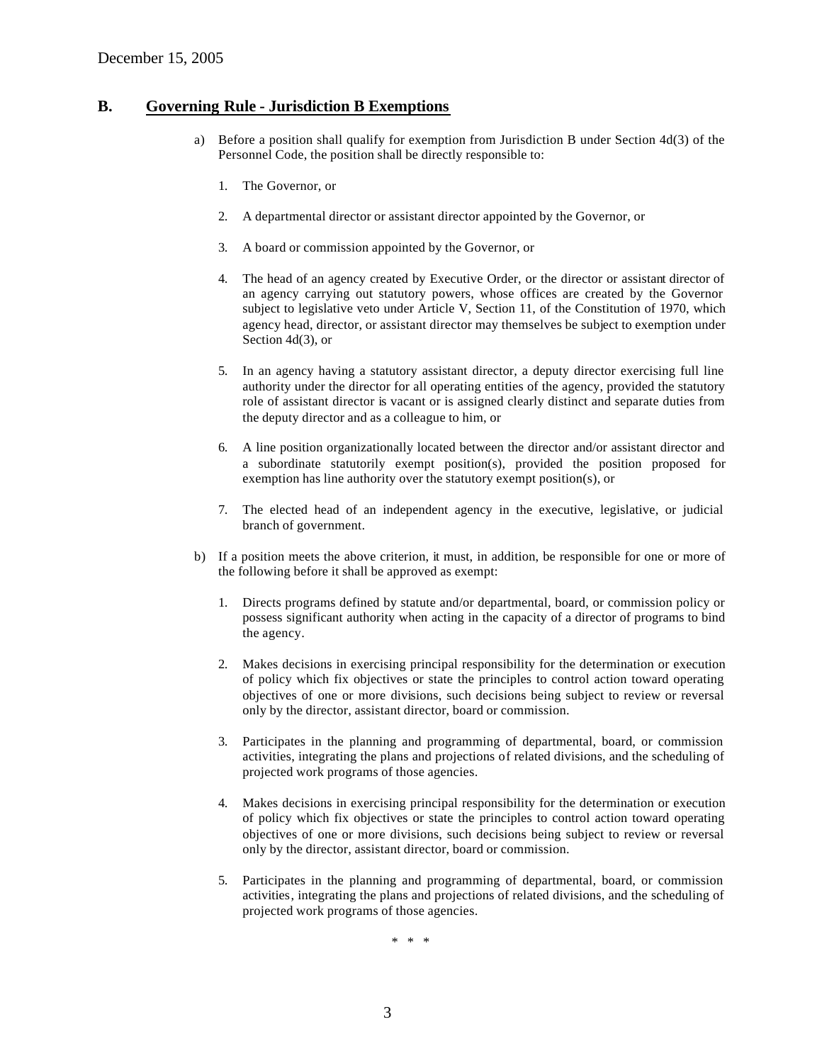## B. Governing Rule - Jurisdiction B Exemptions

a) Before a position shall qualify for exemption from Jurisdiction B under Section 4d(3) of the Personnel Code, the position shall be directly responsible to:

1. The Governor, or

2. A departmental director or assistant director appointed by the Governor, or

3. A board or commission appointed by the Governor, or

4. The head of an agency created by Executive Order, or the director or assistant director of an agency carrying out statutory powers, whose offices are created by the Governor subject to legislative veto under Article V, Section 11, of the Constitution of 1970, which agency head, director, or assistant director may themselves be subject to exemption under Section 4d(3), or

5. In an agency having a statutory assistant director, a deputy director exercising full line authority under the director for all operating entities of the agency, provided the statutory role of assistant director is vacant or is assigned clearly distinct and separate duties from the deputy director and as a colleague to him, or

6. A line position organizationally located between the director and/or assistant director and a subordinate statutorily exempt position(s), provided the position proposed for exemption has line authority over the statutory exempt position(s), or

7. The elected head of an independent agency in the executive, legislative, or judicial branch of government.

b) If a position meets the above criterion, it must, in addition, be responsible for one or more of the following before it shall be approved as exempt:

1. Directs programs defined by statute and/or departmental, board, or commission policy or possess significant authority when acting in the capacity of a director of programs to bind the agency.

2. Makes decisions in exercising principal responsibility for the determination or execution of policy which fix objectives or state the principles to control action toward operating objectives of one or more divisions, such decisions being subject to review or reversal only by the director, assistant director, board or commission.

3. Participates in the planning and programming of departmental, board, or commission activities, integrating the plans and projections of related divisions, and the scheduling of projected work programs of those agencies.

4. Makes decisions in exercising principal responsibility for the determination or execution of policy which fix objectives or state the principles to control action toward operating objectives of one or more divisions, such decisions being subject to review or reversal only by the director, assistant director, board or commission.

5. Participates in the planning and programming of departmental, board, or commission activities, integrating the plans and projections of related divisions, and the scheduling of projected work programs of those agencies.

\* \* \*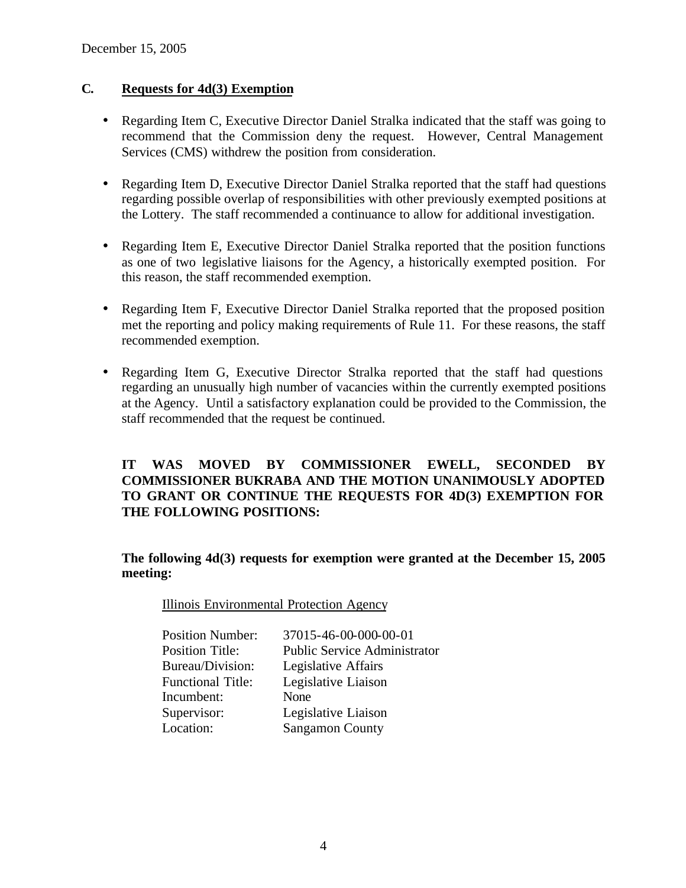December 15, 2005

## C. Requests for 4d(3) Exemption

- Regarding Item C, Executive Director Daniel Stralka indicated that the staff was going to recommend that the Commission deny the request. However, Central Management Services (CMS) withdrew the position from consideration.

- Regarding Item D, Executive Director Daniel Stralka reported that the staff had questions regarding possible overlap of responsibilities with other previously exempted positions at the Lottery. The staff recommended a continuance to allow for additional investigation.

- Regarding Item E, Executive Director Daniel Stralka reported that the position functions as one of two legislative liaisons for the Agency, a historically exempted position. For this reason, the staff recommended exemption.

- Regarding Item F, Executive Director Daniel Stralka reported that the proposed position met the reporting and policy making requirements of Rule 11. For these reasons, the staff recommended exemption.

- Regarding Item G, Executive Director Stralka reported that the staff had questions regarding an unusually high number of vacancies within the currently exempted positions at the Agency. Until a satisfactory explanation could be provided to the Commission, the staff recommended that the request be continued.

**IT WAS MOVED BY COMMISSIONER EWELL, SECONDED BY COMMISSIONER BUKRABA AND THE MOTION UNANIMOUSLY ADOPTED TO GRANT OR CONTINUE THE REQUESTS FOR 4D(3) EXEMPTION FOR THE FOLLOWING POSITIONS:**

**The following 4d(3) requests for exemption were granted at the December 15, 2005 meeting:**

Illinois Environmental Protection Agency

| | |
|---|---|
| Position Number: | 37015-46-00-000-00-01 |
| Position Title: | Public Service Administrator |
| Bureau/Division: | Legislative Affairs |
| Functional Title: | Legislative Liaison |
| Incumbent: | None |
| Supervisor: | Legislative Liaison |
| Location: | Sangamon County |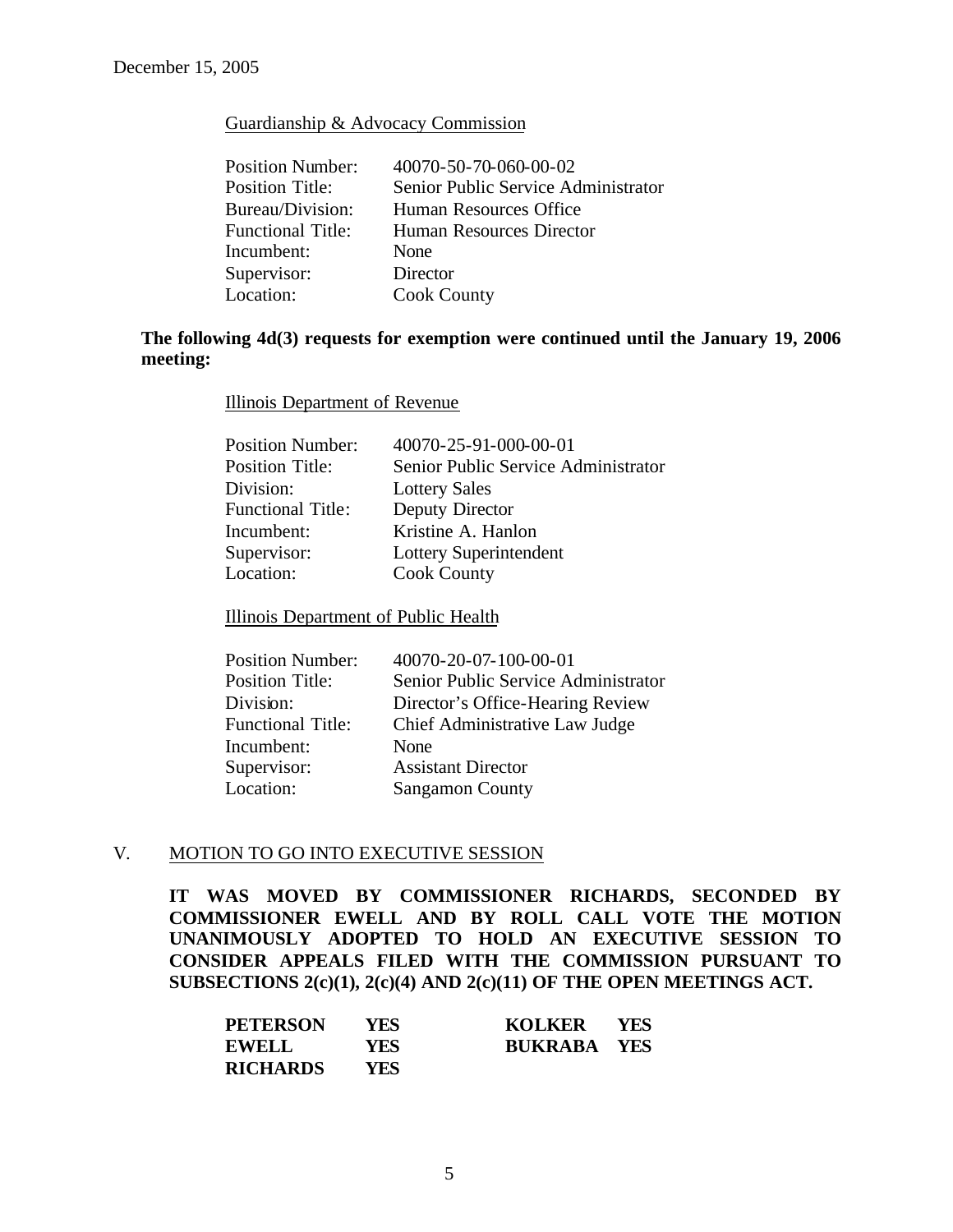December 15, 2005

Guardianship & Advocacy Commission

| | |
|---|---|
| Position Number: | 40070-50-70-060-00-02 |
| Position Title: | Senior Public Service Administrator |
| Bureau/Division: | Human Resources Office |
| Functional Title: | Human Resources Director |
| Incumbent: | None |
| Supervisor: | Director |
| Location: | Cook County |

**The following 4d(3) requests for exemption were continued until the January 19, 2006 meeting:**

Illinois Department of Revenue

| | |
|---|---|
| Position Number: | 40070-25-91-000-00-01 |
| Position Title: | Senior Public Service Administrator |
| Division: | Lottery Sales |
| Functional Title: | Deputy Director |
| Incumbent: | Kristine A. Hanlon |
| Supervisor: | Lottery Superintendent |
| Location: | Cook County |

Illinois Department of Public Health

| | |
|---|---|
| Position Number: | 40070-20-07-100-00-01 |
| Position Title: | Senior Public Service Administrator |
| Division: | Director's Office-Hearing Review |
| Functional Title: | Chief Administrative Law Judge |
| Incumbent: | None |
| Supervisor: | Assistant Director |
| Location: | Sangamon County |

## V. MOTION TO GO INTO EXECUTIVE SESSION

**IT WAS MOVED BY COMMISSIONER RICHARDS, SECONDED BY COMMISSIONER EWELL AND BY ROLL CALL VOTE THE MOTION UNANIMOUSLY ADOPTED TO HOLD AN EXECUTIVE SESSION TO CONSIDER APPEALS FILED WITH THE COMMISSION PURSUANT TO SUBSECTIONS 2(c)(1), 2(c)(4) AND 2(c)(11) OF THE OPEN MEETINGS ACT.**

| | | | |
|---|---|---|---|
| **PETERSON** | **YES** | **KOLKER** | **YES** |
| **EWELL** | **YES** | **BUKRABA** | **YES** |
| **RICHARDS** | **YES** | | |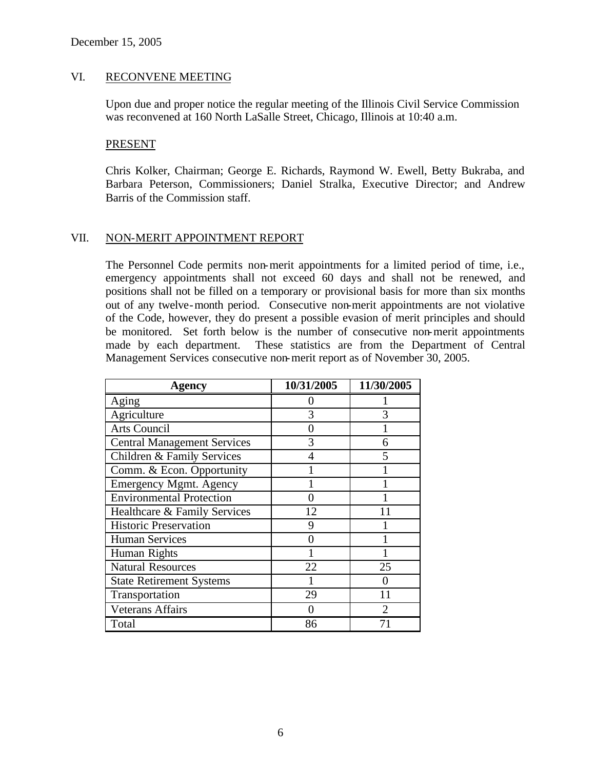December 15, 2005

## VI. RECONVENE MEETING

Upon due and proper notice the regular meeting of the Illinois Civil Service Commission was reconvened at 160 North LaSalle Street, Chicago, Illinois at 10:40 a.m.

### PRESENT

Chris Kolker, Chairman; George E. Richards, Raymond W. Ewell, Betty Bukraba, and Barbara Peterson, Commissioners; Daniel Stralka, Executive Director; and Andrew Barris of the Commission staff.

## VII. NON-MERIT APPOINTMENT REPORT

The Personnel Code permits non-merit appointments for a limited period of time, i.e., emergency appointments shall not exceed 60 days and shall not be renewed, and positions shall not be filled on a temporary or provisional basis for more than six months out of any twelve-month period. Consecutive non-merit appointments are not violative of the Code, however, they do present a possible evasion of merit principles and should be monitored. Set forth below is the number of consecutive non-merit appointments made by each department. These statistics are from the Department of Central Management Services consecutive non-merit report as of November 30, 2005.

| Agency | 10/31/2005 | 11/30/2005 |
|---|---|---|
| Aging | 0 | 1 |
| Agriculture | 3 | 3 |
| Arts Council | 0 | 1 |
| Central Management Services | 3 | 6 |
| Children & Family Services | 4 | 5 |
| Comm. & Econ. Opportunity | 1 | 1 |
| Emergency Mgmt. Agency | 1 | 1 |
| Environmental Protection | 0 | 1 |
| Healthcare & Family Services | 12 | 11 |
| Historic Preservation | 9 | 1 |
| Human Services | 0 | 1 |
| Human Rights | 1 | 1 |
| Natural Resources | 22 | 25 |
| State Retirement Systems | 1 | 0 |
| Transportation | 29 | 11 |
| Veterans Affairs | 0 | 2 |
| Total | 86 | 71 |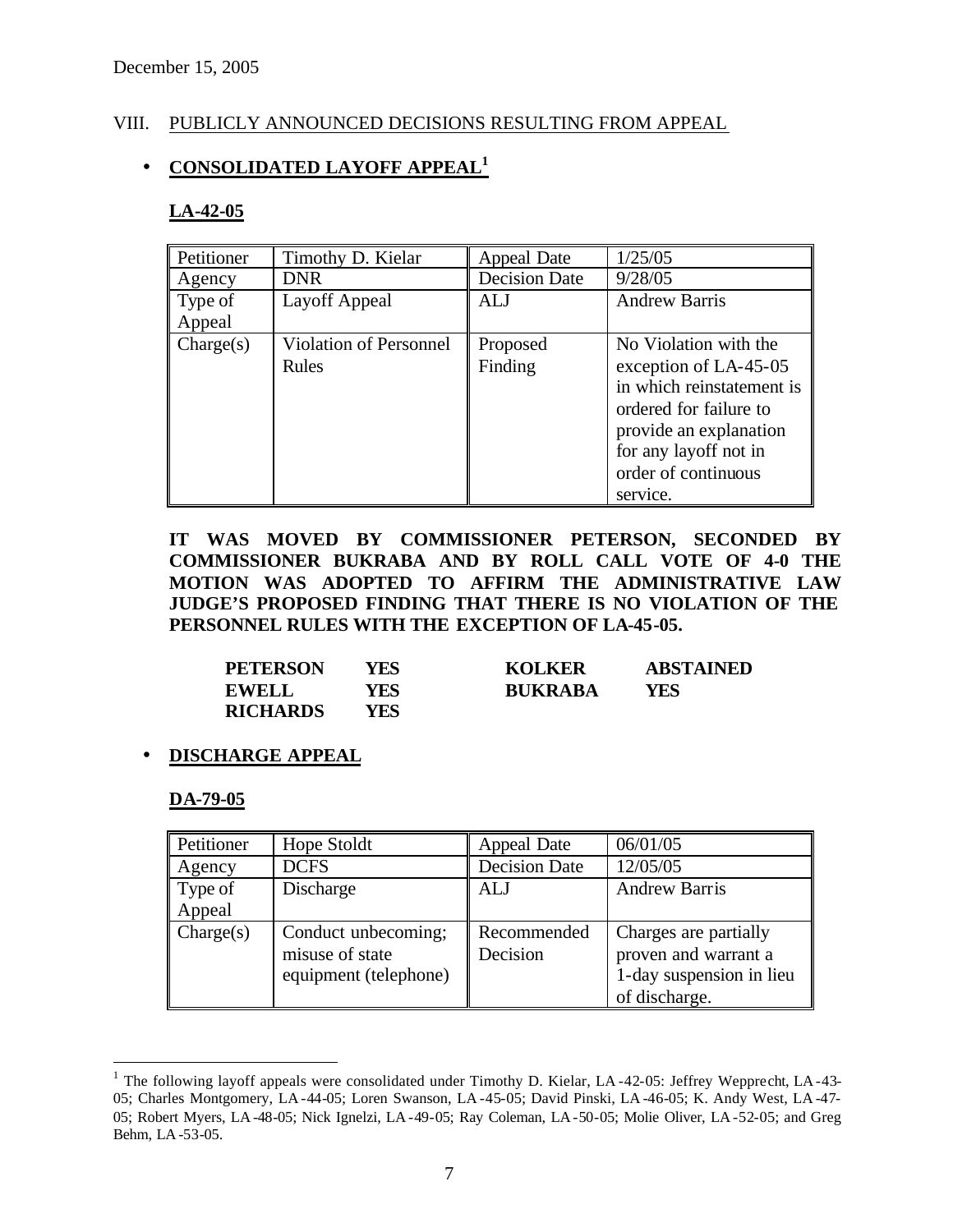December 15, 2005

VIII. PUBLICLY ANNOUNCED DECISIONS RESULTING FROM APPEAL

- **CONSOLIDATED LAYOFF APPEAL[1]**

**LA-42-05**

| Petitioner | Timothy D. Kielar | Appeal Date | 1/25/05 |
|---|---|---|---|
| Agency | DNR | Decision Date | 9/28/05 |
| Type of Appeal | Layoff Appeal | ALJ | Andrew Barris |
| Charge(s) | Violation of Personnel Rules | Proposed Finding | No Violation with the exception of LA-45-05 in which reinstatement is ordered for failure to provide an explanation for any layoff not in order of continuous service. |

**IT WAS MOVED BY COMMISSIONER PETERSON, SECONDED BY COMMISSIONER BUKRABA AND BY ROLL CALL VOTE OF 4-0 THE MOTION WAS ADOPTED TO AFFIRM THE ADMINISTRATIVE LAW JUDGE'S PROPOSED FINDING THAT THERE IS NO VIOLATION OF THE PERSONNEL RULES WITH THE EXCEPTION OF LA-45-05.**

| | | | |
|---|---|---|---|
| **PETERSON** | **YES** | **KOLKER** | **ABSTAINED** |
| **EWELL** | **YES** | **BUKRABA** | **YES** |
| **RICHARDS** | **YES** | | |

- **DISCHARGE APPEAL**

**DA-79-05**

| Petitioner | Hope Stoldt | Appeal Date | 06/01/05 |
|---|---|---|---|
| Agency | DCFS | Decision Date | 12/05/05 |
| Type of Appeal | Discharge | ALJ | Andrew Barris |
| Charge(s) | Conduct unbecoming; misuse of state equipment (telephone) | Recommended Decision | Charges are partially proven and warrant a 1-day suspension in lieu of discharge. |

[1] The following layoff appeals were consolidated under Timothy D. Kielar, LA-42-05: Jeffrey Wepprecht, LA-43-05; Charles Montgomery, LA-44-05; Loren Swanson, LA-45-05; David Pinski, LA-46-05; K. Andy West, LA-47-05; Robert Myers, LA-48-05; Nick Ignelzi, LA-49-05; Ray Coleman, LA-50-05; Molie Oliver, LA-52-05; and Greg Behm, LA-53-05.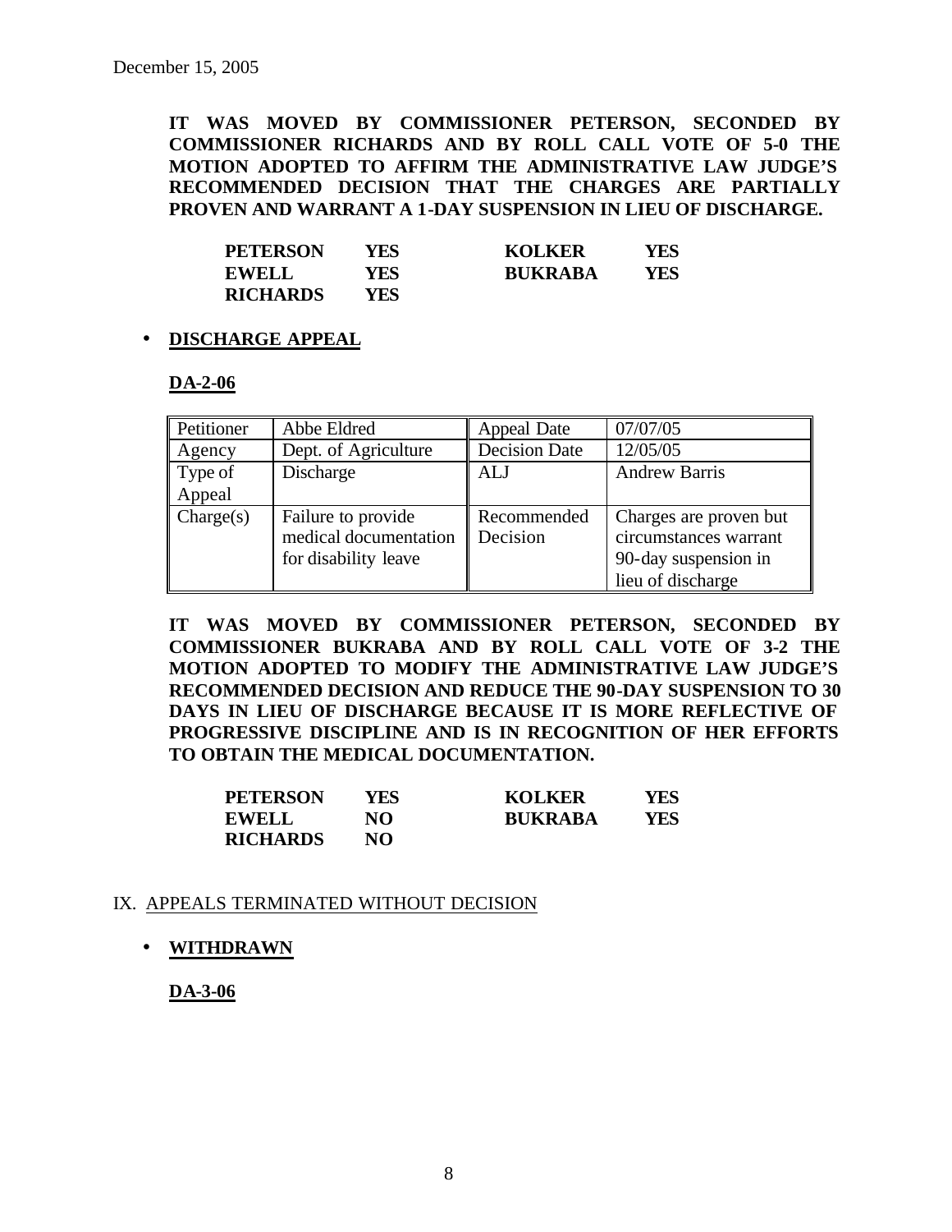December 15, 2005

**IT WAS MOVED BY COMMISSIONER PETERSON, SECONDED BY COMMISSIONER RICHARDS AND BY ROLL CALL VOTE OF 5-0 THE MOTION ADOPTED TO AFFIRM THE ADMINISTRATIVE LAW JUDGE'S RECOMMENDED DECISION THAT THE CHARGES ARE PARTIALLY PROVEN AND WARRANT A 1-DAY SUSPENSION IN LIEU OF DISCHARGE.**

| | | | |
|---|---|---|---|
| **PETERSON** | **YES** | **KOLKER** | **YES** |
| **EWELL** | **YES** | **BUKRABA** | **YES** |
| **RICHARDS** | **YES** | | |

- **DISCHARGE APPEAL**

**DA-2-06**

| Petitioner | Abbe Eldred | Appeal Date | 07/07/05 |
|---|---|---|---|
| Agency | Dept. of Agriculture | Decision Date | 12/05/05 |
| Type of Appeal | Discharge | ALJ | Andrew Barris |
| Charge(s) | Failure to provide medical documentation for disability leave | Recommended Decision | Charges are proven but circumstances warrant 90-day suspension in lieu of discharge |

**IT WAS MOVED BY COMMISSIONER PETERSON, SECONDED BY COMMISSIONER BUKRABA AND BY ROLL CALL VOTE OF 3-2 THE MOTION ADOPTED TO MODIFY THE ADMINISTRATIVE LAW JUDGE'S RECOMMENDED DECISION AND REDUCE THE 90-DAY SUSPENSION TO 30 DAYS IN LIEU OF DISCHARGE BECAUSE IT IS MORE REFLECTIVE OF PROGRESSIVE DISCIPLINE AND IS IN RECOGNITION OF HER EFFORTS TO OBTAIN THE MEDICAL DOCUMENTATION.**

| | | | |
|---|---|---|---|
| **PETERSON** | **YES** | **KOLKER** | **YES** |
| **EWELL** | **NO** | **BUKRABA** | **YES** |
| **RICHARDS** | **NO** | | |

## IX. APPEALS TERMINATED WITHOUT DECISION

- **WITHDRAWN**

**DA-3-06**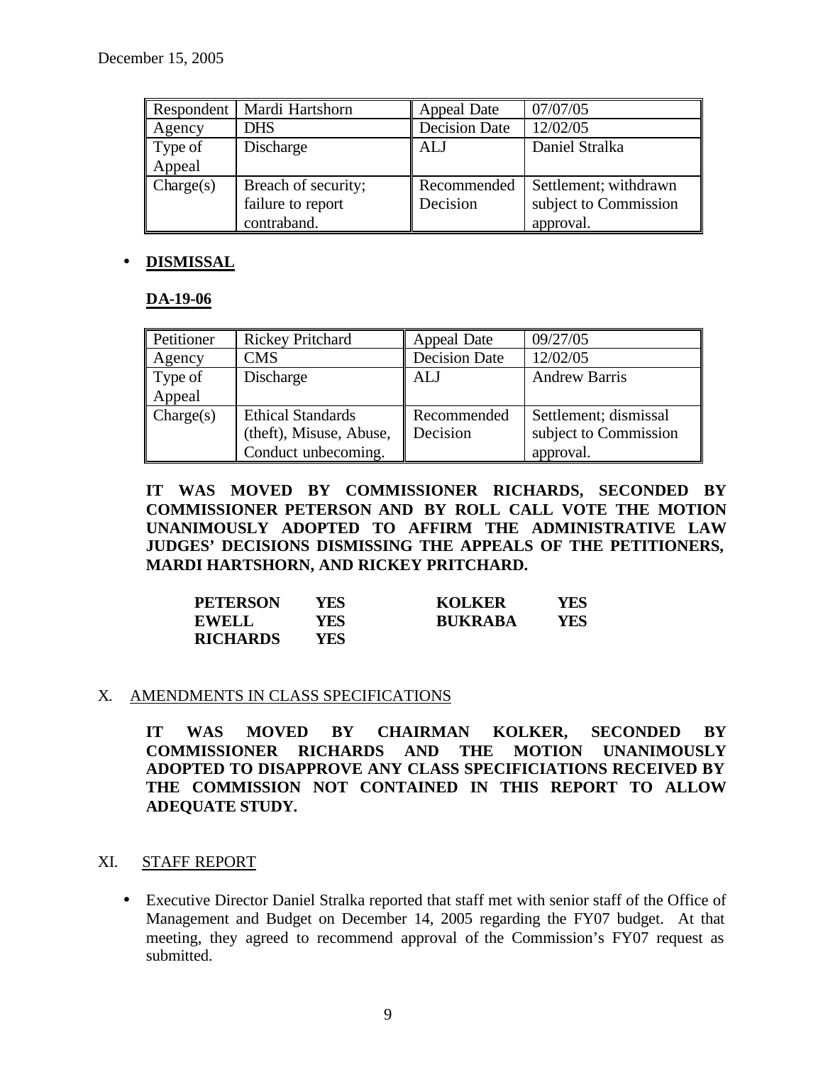December 15, 2005

| Respondent | Mardi Hartshorn | Appeal Date | 07/07/05 |
|---|---|---|---|
| Agency | DHS | Decision Date | 12/02/05 |
| Type of Appeal | Discharge | ALJ | Daniel Stralka |
| Charge(s) | Breach of security; failure to report contraband. | Recommended Decision | Settlement; withdrawn subject to Commission approval. |

- **DISMISSAL**

**DA-19-06**

| Petitioner | Rickey Pritchard | Appeal Date | 09/27/05 |
|---|---|---|---|
| Agency | CMS | Decision Date | 12/02/05 |
| Type of Appeal | Discharge | ALJ | Andrew Barris |
| Charge(s) | Ethical Standards (theft), Misuse, Abuse, Conduct unbecoming. | Recommended Decision | Settlement; dismissal subject to Commission approval. |

**IT WAS MOVED BY COMMISSIONER RICHARDS, SECONDED BY COMMISSIONER PETERSON AND BY ROLL CALL VOTE THE MOTION UNANIMOUSLY ADOPTED TO AFFIRM THE ADMINISTRATIVE LAW JUDGES' DECISIONS DISMISSING THE APPEALS OF THE PETITIONERS, MARDI HARTSHORN, AND RICKEY PRITCHARD.**

| | | | |
|---|---|---|---|
| **PETERSON** | **YES** | **KOLKER** | **YES** |
| **EWELL** | **YES** | **BUKRABA** | **YES** |
| **RICHARDS** | **YES** | | |

X. AMENDMENTS IN CLASS SPECIFICATIONS

**IT WAS MOVED BY CHAIRMAN KOLKER, SECONDED BY COMMISSIONER RICHARDS AND THE MOTION UNANIMOUSLY ADOPTED TO DISAPPROVE ANY CLASS SPECIFICIATIONS RECEIVED BY THE COMMISSION NOT CONTAINED IN THIS REPORT TO ALLOW ADEQUATE STUDY.**

XI. STAFF REPORT

- Executive Director Daniel Stralka reported that staff met with senior staff of the Office of Management and Budget on December 14, 2005 regarding the FY07 budget. At that meeting, they agreed to recommend approval of the Commission's FY07 request as submitted.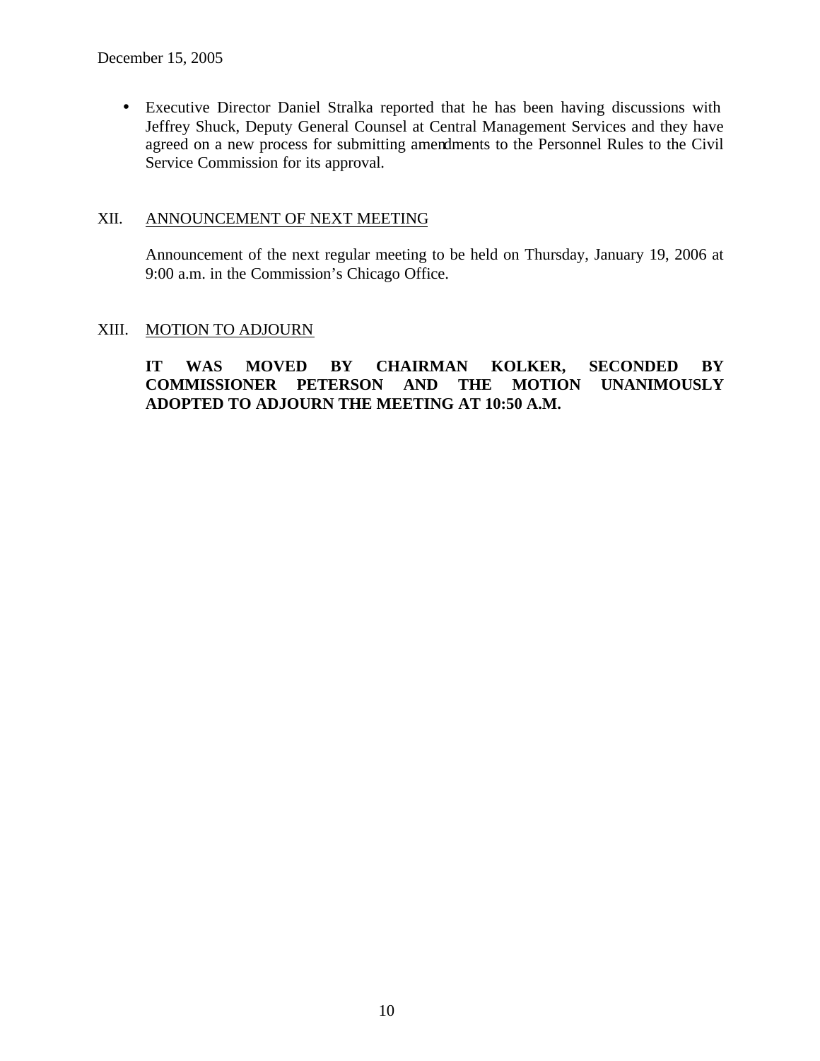- Executive Director Daniel Stralka reported that he has been having discussions with Jeffrey Shuck, Deputy General Counsel at Central Management Services and they have agreed on a new process for submitting amendments to the Personnel Rules to the Civil Service Commission for its approval.

## XII. ANNOUNCEMENT OF NEXT MEETING

Announcement of the next regular meeting to be held on Thursday, January 19, 2006 at 9:00 a.m. in the Commission's Chicago Office.

## XIII. MOTION TO ADJOURN

**IT WAS MOVED BY CHAIRMAN KOLKER, SECONDED BY COMMISSIONER PETERSON AND THE MOTION UNANIMOUSLY ADOPTED TO ADJOURN THE MEETING AT 10:50 A.M.**